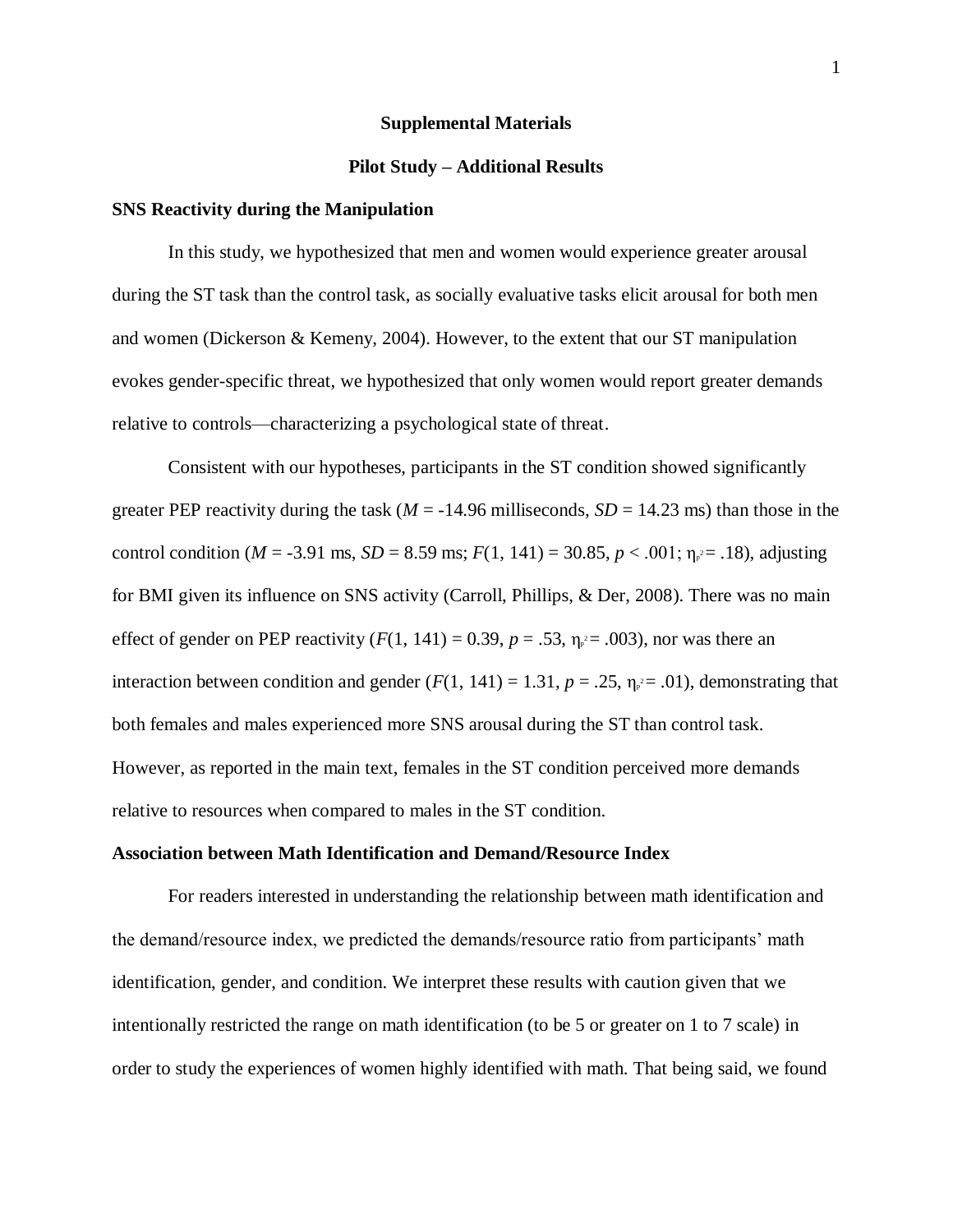# Supplemental Materials

## Pilot Study – Additional Results

### SNS Reactivity during the Manipulation

In this study, we hypothesized that men and women would experience greater arousal during the ST task than the control task, as socially evaluative tasks elicit arousal for both men and women (Dickerson & Kemeny, 2004). However, to the extent that our ST manipulation evokes gender-specific threat, we hypothesized that only women would report greater demands relative to controls—characterizing a psychological state of threat.

Consistent with our hypotheses, participants in the ST condition showed significantly greater PEP reactivity during the task ($M$ = -14.96 milliseconds, $SD$ = 14.23 ms) than those in the control condition ($M$ = -3.91 ms, $SD$ = 8.59 ms; $F(1, 141) = 30.85$, $p < .001$; $\eta_p^2 = .18$), adjusting for BMI given its influence on SNS activity (Carroll, Phillips, & Der, 2008). There was no main effect of gender on PEP reactivity ($F(1, 141) = 0.39$, $p = .53$, $\eta_p^2 = .003$), nor was there an interaction between condition and gender ($F(1, 141) = 1.31$, $p = .25$, $\eta_p^2 = .01$), demonstrating that both females and males experienced more SNS arousal during the ST than control task. However, as reported in the main text, females in the ST condition perceived more demands relative to resources when compared to males in the ST condition.

### Association between Math Identification and Demand/Resource Index

For readers interested in understanding the relationship between math identification and the demand/resource index, we predicted the demands/resource ratio from participants' math identification, gender, and condition. We interpret these results with caution given that we intentionally restricted the range on math identification (to be 5 or greater on 1 to 7 scale) in order to study the experiences of women highly identified with math. That being said, we found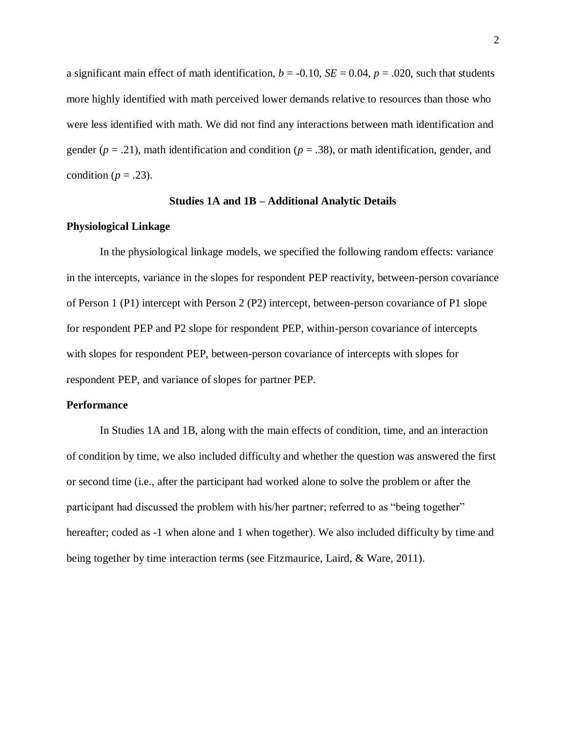a significant main effect of math identification, $b = -0.10$, $SE = 0.04$, $p = .020$, such that students more highly identified with math perceived lower demands relative to resources than those who were less identified with math. We did not find any interactions between math identification and gender ($p = .21$), math identification and condition ($p = .38$), or math identification, gender, and condition ($p = .23$).

## Studies 1A and 1B – Additional Analytic Details

### Physiological Linkage

In the physiological linkage models, we specified the following random effects: variance in the intercepts, variance in the slopes for respondent PEP reactivity, between-person covariance of Person 1 (P1) intercept with Person 2 (P2) intercept, between-person covariance of P1 slope for respondent PEP and P2 slope for respondent PEP, within-person covariance of intercepts with slopes for respondent PEP, between-person covariance of intercepts with slopes for respondent PEP, and variance of slopes for partner PEP.

### Performance

In Studies 1A and 1B, along with the main effects of condition, time, and an interaction of condition by time, we also included difficulty and whether the question was answered the first or second time (i.e., after the participant had worked alone to solve the problem or after the participant had discussed the problem with his/her partner; referred to as "being together" hereafter; coded as -1 when alone and 1 when together). We also included difficulty by time and being together by time interaction terms (see Fitzmaurice, Laird, & Ware, 2011).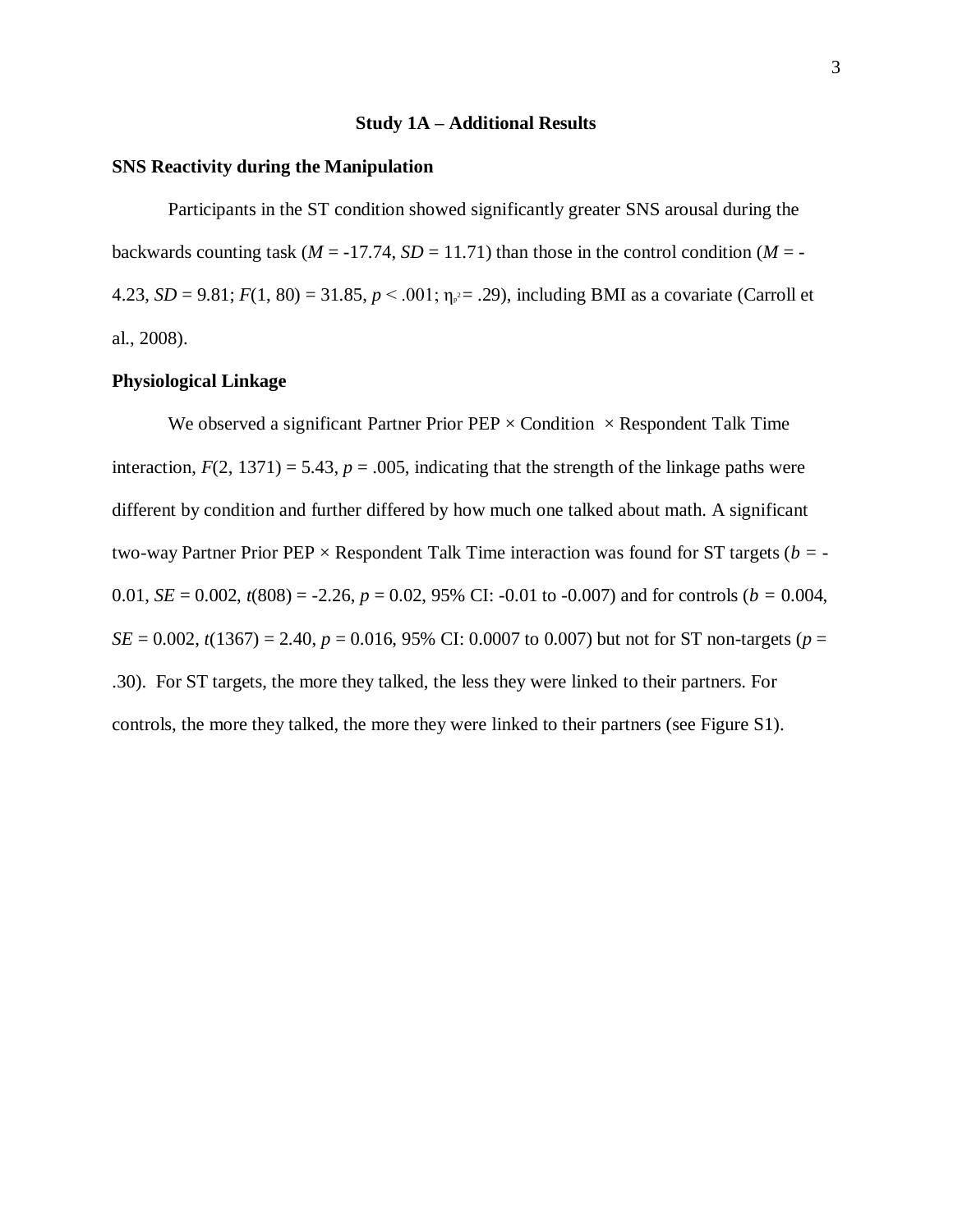## Study 1A – Additional Results

### SNS Reactivity during the Manipulation

Participants in the ST condition showed significantly greater SNS arousal during the backwards counting task ($M = -17.74$, $SD = 11.71$) than those in the control condition ($M = -4.23$, $SD = 9.81$; $F(1, 80) = 31.85$, $p < .001$; $\eta_p^2 = .29$), including BMI as a covariate (Carroll et al., 2008).

### Physiological Linkage

We observed a significant Partner Prior PEP × Condition × Respondent Talk Time interaction, $F(2, 1371) = 5.43$, $p = .005$, indicating that the strength of the linkage paths were different by condition and further differed by how much one talked about math. A significant two-way Partner Prior PEP × Respondent Talk Time interaction was found for ST targets ($b = -0.01$, $SE = 0.002$, $t(808) = -2.26$, $p = 0.02$, 95% CI: -0.01 to -0.007) and for controls ($b = 0.004$, $SE = 0.002$, $t(1367) = 2.40$, $p = 0.016$, 95% CI: 0.0007 to 0.007) but not for ST non-targets ($p = .30$). For ST targets, the more they talked, the less they were linked to their partners. For controls, the more they talked, the more they were linked to their partners (see Figure S1).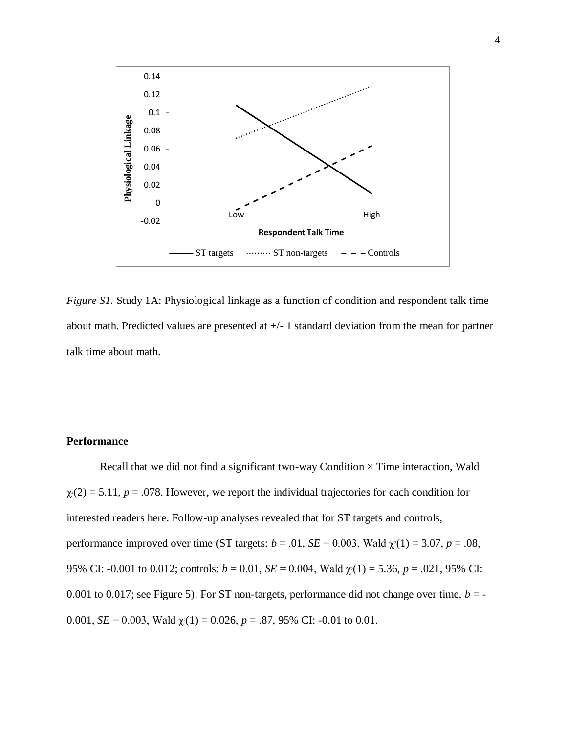*Figure S1.* Study 1A: Physiological linkage as a function of condition and respondent talk time about math. Predicted values are presented at +/- 1 standard deviation from the mean for partner talk time about math.

**Performance**

Recall that we did not find a significant two-way Condition × Time interaction, Wald $\chi^2(2) = 5.11$, $p = .078$. However, we report the individual trajectories for each condition for interested readers here. Follow-up analyses revealed that for ST targets and controls, performance improved over time (ST targets: $b = .01$, $SE = 0.003$, Wald $\chi^2(1) = 3.07$, $p = .08$, 95% CI: -0.001 to 0.012; controls: $b = 0.01$, $SE = 0.004$, Wald $\chi^2(1) = 5.36$, $p = .021$, 95% CI: 0.001 to 0.017; see Figure 5). For ST non-targets, performance did not change over time, $b = -0.001$, $SE = 0.003$, Wald $\chi^2(1) = 0.026$, $p = .87$, 95% CI: -0.01 to 0.01.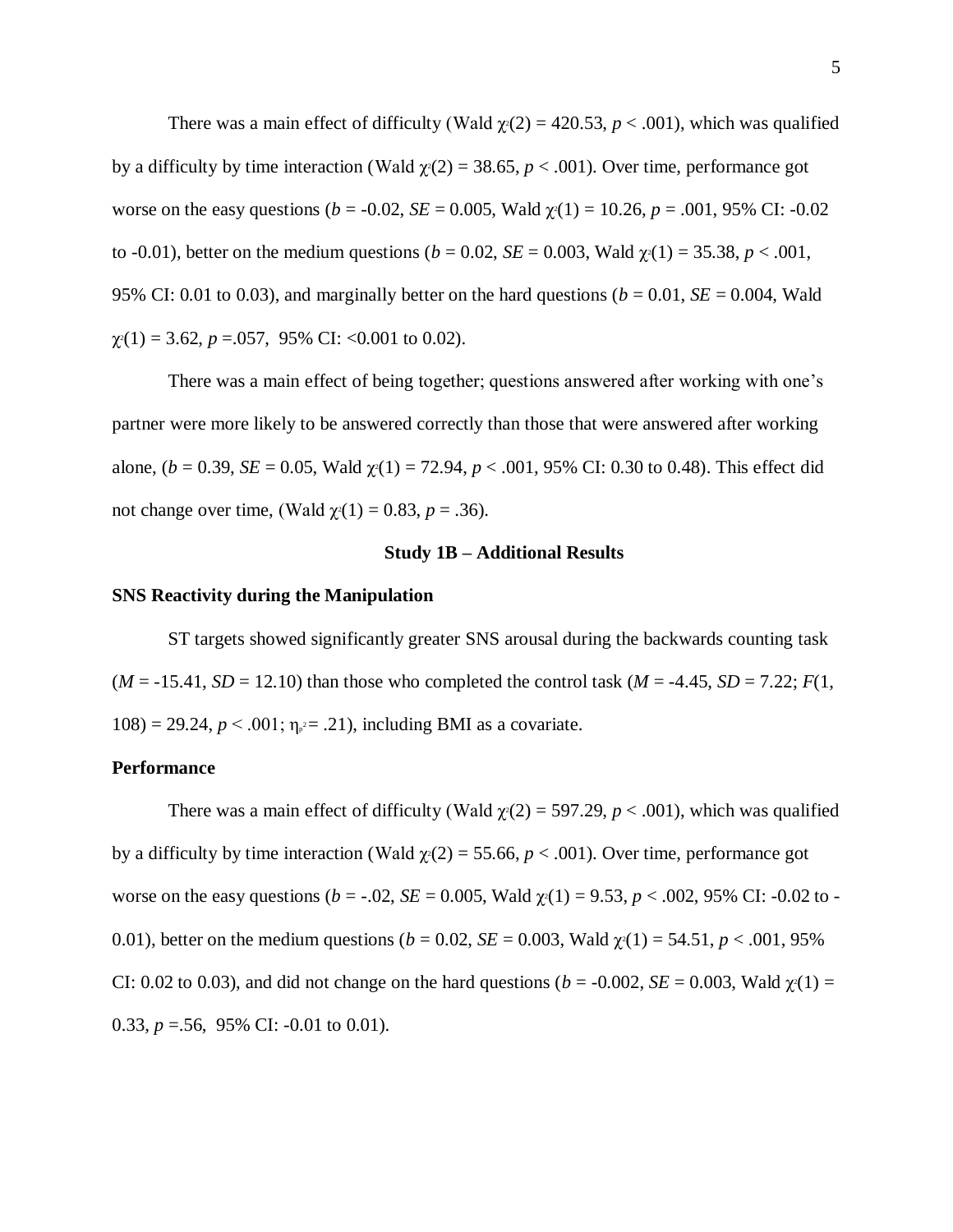There was a main effect of difficulty (Wald $\chi^2(2) = 420.53$, $p < .001$), which was qualified by a difficulty by time interaction (Wald $\chi^2(2) = 38.65$, $p < .001$). Over time, performance got worse on the easy questions ($b = -0.02$, $SE = 0.005$, Wald $\chi^2(1) = 10.26$, $p = .001$, 95% CI: -0.02 to -0.01), better on the medium questions ($b = 0.02$, $SE = 0.003$, Wald $\chi^2(1) = 35.38$, $p < .001$, 95% CI: 0.01 to 0.03), and marginally better on the hard questions ($b = 0.01$, $SE = 0.004$, Wald $\chi^2(1) = 3.62$, $p = .057$, 95% CI: <0.001 to 0.02).

There was a main effect of being together; questions answered after working with one's partner were more likely to be answered correctly than those that were answered after working alone, ($b = 0.39$, $SE = 0.05$, Wald $\chi^2(1) = 72.94$, $p < .001$, 95% CI: 0.30 to 0.48). This effect did not change over time, (Wald $\chi^2(1) = 0.83$, $p = .36$).

## Study 1B – Additional Results

### SNS Reactivity during the Manipulation

ST targets showed significantly greater SNS arousal during the backwards counting task ($M = -15.41$, $SD = 12.10$) than those who completed the control task ($M = -4.45$, $SD = 7.22$; $F(1, 108) = 29.24$, $p < .001$; $\eta_p^2 = .21$), including BMI as a covariate.

### Performance

There was a main effect of difficulty (Wald $\chi^2(2) = 597.29$, $p < .001$), which was qualified by a difficulty by time interaction (Wald $\chi^2(2) = 55.66$, $p < .001$). Over time, performance got worse on the easy questions ($b = -.02$, $SE = 0.005$, Wald $\chi^2(1) = 9.53$, $p < .002$, 95% CI: -0.02 to -0.01), better on the medium questions ($b = 0.02$, $SE = 0.003$, Wald $\chi^2(1) = 54.51$, $p < .001$, 95% CI: 0.02 to 0.03), and did not change on the hard questions ($b = -0.002$, $SE = 0.003$, Wald $\chi^2(1) = 0.33$, $p = .56$, 95% CI: -0.01 to 0.01).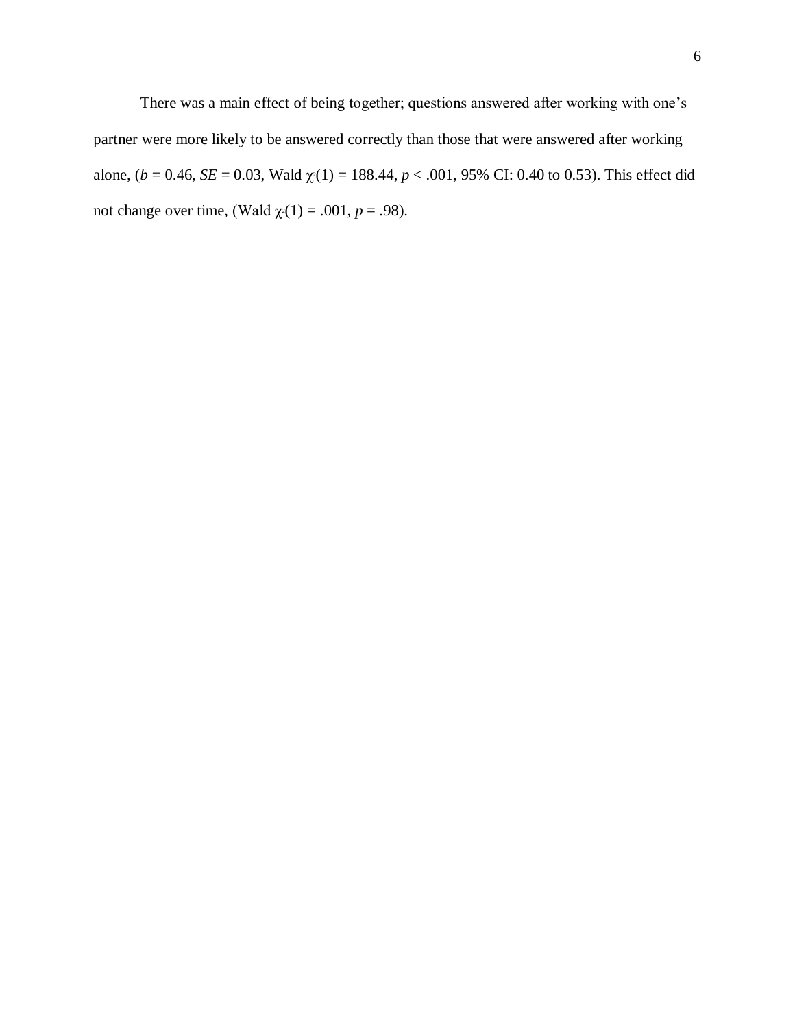There was a main effect of being together; questions answered after working with one's partner were more likely to be answered correctly than those that were answered after working alone, ($b = 0.46$, $SE = 0.03$, Wald $\chi^2(1) = 188.44$, $p < .001$, 95% CI: 0.40 to 0.53). This effect did not change over time, (Wald $\chi^2(1) = .001$, $p = .98$).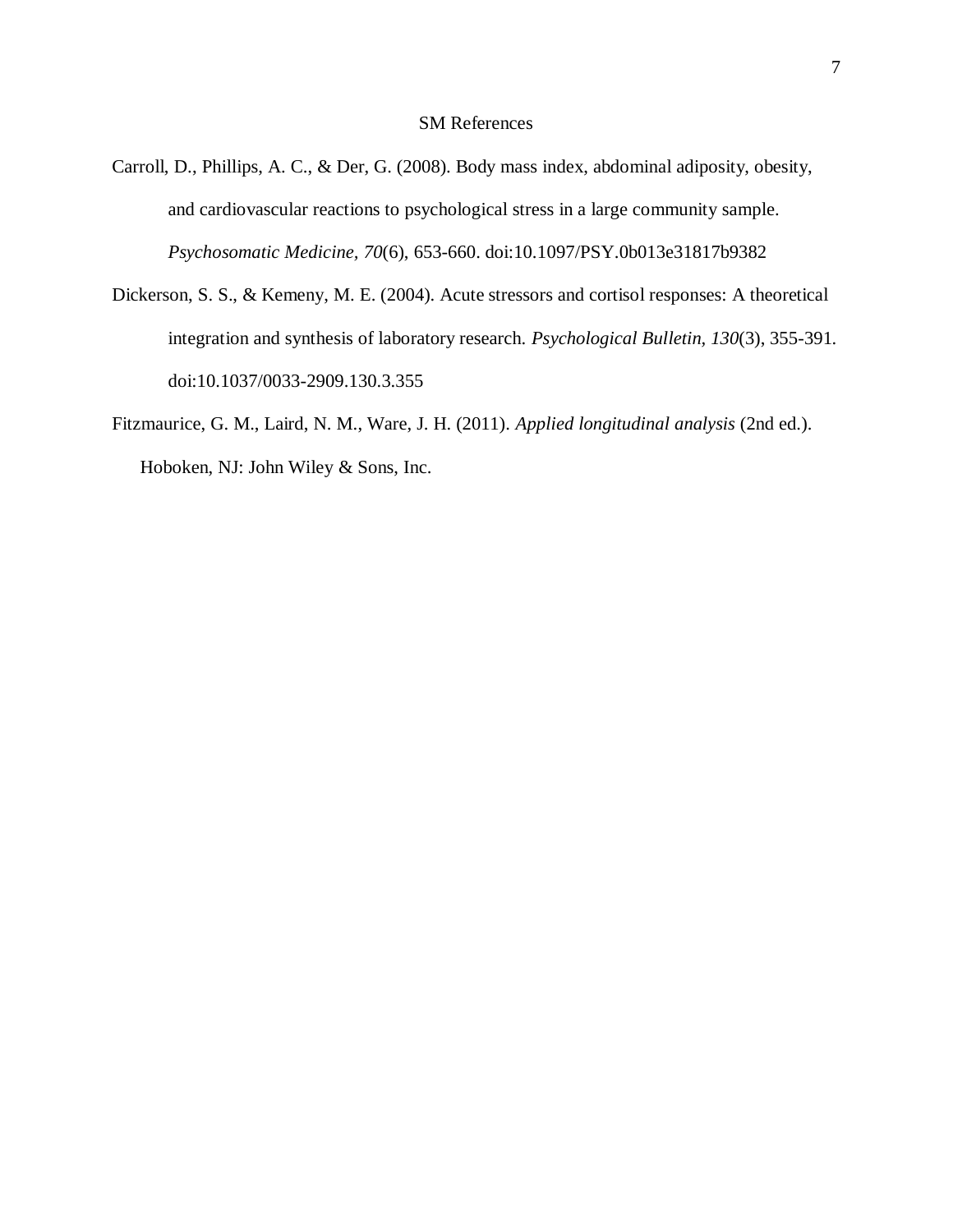# SM References

Carroll, D., Phillips, A. C., & Der, G. (2008). Body mass index, abdominal adiposity, obesity, and cardiovascular reactions to psychological stress in a large community sample. *Psychosomatic Medicine*, *70*(6), 653-660. doi:10.1097/PSY.0b013e31817b9382

Dickerson, S. S., & Kemeny, M. E. (2004). Acute stressors and cortisol responses: A theoretical integration and synthesis of laboratory research. *Psychological Bulletin, 130*(3), 355-391. doi:10.1037/0033-2909.130.3.355

Fitzmaurice, G. M., Laird, N. M., Ware, J. H. (2011). *Applied longitudinal analysis* (2nd ed.). Hoboken, NJ: John Wiley & Sons, Inc.